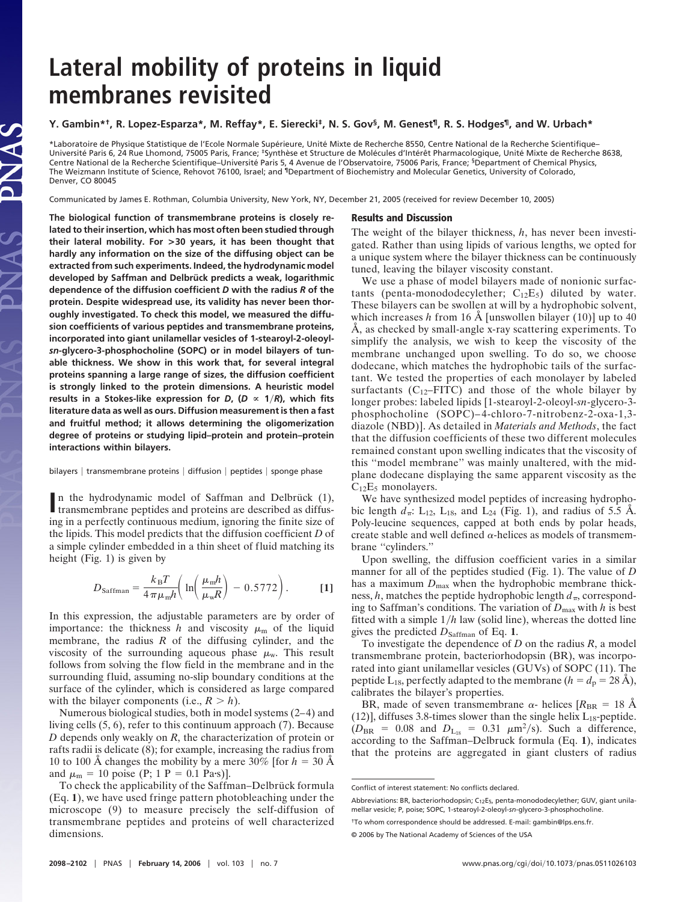# Lateral mobility of proteins in liquid membranes revisited

**Y. Gambin\*†, R. Lopez-Esparza\*, M. Reffay\*, E. Sierecki‡, N. S. Gov§, M. Genest¶, R. S. Hodges¶, and W. Urbach\***

\*Laboratoire de Physique Statistique de l'Ecole Normale Supérieure, Unité Mixte de Recherche 8550, Centre National de la Recherche Scientifique–Université Paris 6, 24 Rue Lhomond, 75005 Paris, France; ‡Synthèse et Structure de Molécules d'Intérêt Pharmacologique, Unité Mixte de Recherche 8638, Centre National de la Recherche Scientifique–Université Paris 5, 4 Avenue de l'Observatoire, 75006 Paris, France; §Department of Chemical Physics, The Weizmann Institute of Science, Rehovot 76100, Israel; and ¶Department of Biochemistry and Molecular Genetics, University of Colorado, Denver, CO 80045

Communicated by James E. Rothman, Columbia University, New York, NY, December 21, 2005 (received for review December 10, 2005)

**The biological function of transmembrane proteins is closely related to their insertion, which has most often been studied through their lateral mobility. For >30 years, it has been thought that hardly any information on the size of the diffusing object can be extracted from such experiments. Indeed, the hydrodynamic model developed by Saffman and Delbrück predicts a weak, logarithmic dependence of the diffusion coefficient *D* with the radius *R* of the protein. Despite widespread use, its validity has never been thoroughly investigated. To check this model, we measured the diffusion coefficients of various peptides and transmembrane proteins, incorporated into giant unilamellar vesicles of 1-stearoyl-2-oleoyl-*sn*-glycero-3-phosphocholine (SOPC) or in model bilayers of tunable thickness. We show in this work that, for several integral proteins spanning a large range of sizes, the diffusion coefficient is strongly linked to the protein dimensions. A heuristic model results in a Stokes-like expression for *D*, ($D \propto 1/R$), which fits literature data as well as ours. Diffusion measurement is then a fast and fruitful method; it allows determining the oligomerization degree of proteins or studying lipid–protein and protein–protein interactions within bilayers.**

bilayers | transmembrane proteins | diffusion | peptides | sponge phase

In the hydrodynamic model of Saffman and Delbrück (1), transmembrane peptides and proteins are described as diffusing in a perfectly continuous medium, ignoring the finite size of the lipids. This model predicts that the diffusion coefficient *D* of a simple cylinder embedded in a thin sheet of fluid matching its height (Fig. 1) is given by

$$D_{\text{Saffman}} = \frac{k_B T}{4\pi\mu_m h}\left(\ln\left(\frac{\mu_m h}{\mu_w R}\right) - 0.5772\right). \quad [1]$$

In this expression, the adjustable parameters are by order of importance: the thickness $h$ and viscosity $\mu_m$ of the liquid membrane, the radius $R$ of the diffusing cylinder, and the viscosity of the surrounding aqueous phase $\mu_w$. This result follows from solving the flow field in the membrane and in the surrounding fluid, assuming no-slip boundary conditions at the surface of the cylinder, which is considered as large compared with the bilayer components (i.e., $R > h$).

Numerous biological studies, both in model systems (2–4) and living cells (5, 6), refer to this continuum approach (7). Because *D* depends only weakly on *R*, the characterization of protein or rafts radii is delicate (8); for example, increasing the radius from 10 to 100 Å changes the mobility by a mere 30% [for $h = 30$ Å and $\mu_m = 10$ poise (P; 1 P = 0.1 Pa·s)].

To check the applicability of the Saffman–Delbrück formula (Eq. **1**), we have used fringe pattern photobleaching under the microscope (9) to measure precisely the self-diffusion of transmembrane peptides and proteins of well characterized dimensions.

## Results and Discussion

The weight of the bilayer thickness, *h*, has never been investigated. Rather than using lipids of various lengths, we opted for a unique system where the bilayer thickness can be continuously tuned, leaving the bilayer viscosity constant.

We use a phase of model bilayers made of nonionic surfactants (penta-monododecylether; $C_{12}E_5$) diluted by water. These bilayers can be swollen at will by a hydrophobic solvent, which increases *h* from 16 Å [unswollen bilayer (10)] up to 40 Å, as checked by small-angle x-ray scattering experiments. To simplify the analysis, we wish to keep the viscosity of the membrane unchanged upon swelling. To do so, we choose dodecane, which matches the hydrophobic tails of the surfactant. We tested the properties of each monolayer by labeled surfactants ($C_{12}$–FITC) and those of the whole bilayer by longer probes: labeled lipids [1-stearoyl-2-oleoyl-*sn*-glycero-3-phosphocholine (SOPC)–4-chloro-7-nitrobenz-2-oxa-1,3-diazole (NBD)]. As detailed in *Materials and Methods*, the fact that the diffusion coefficients of these two different molecules remained constant upon swelling indicates that the viscosity of this "model membrane" was mainly unaltered, with the midplane dodecane displaying the same apparent viscosity as the $C_{12}E_5$ monolayers.

We have synthesized model peptides of increasing hydrophobic length $d_\pi$: $L_{12}$, $L_{18}$, and $L_{24}$ (Fig. 1), and radius of 5.5 Å. Poly-leucine sequences, capped at both ends by polar heads, create stable and well defined α-helices as models of transmembrane "cylinders."

Upon swelling, the diffusion coefficient varies in a similar manner for all of the peptides studied (Fig. 1). The value of *D* has a maximum $D_{max}$ when the hydrophobic membrane thickness, *h*, matches the peptide hydrophobic length $d_\pi$, corresponding to Saffman's conditions. The variation of $D_{max}$ with *h* is best fitted with a simple $1/h$ law (solid line), whereas the dotted line gives the predicted $D_{\text{Saffman}}$ of Eq. **1**.

To investigate the dependence of *D* on the radius *R*, a model transmembrane protein, bacteriorhodopsin (BR), was incorporated into giant unilamellar vesicles (GUVs) of SOPC (11). The peptide $L_{18}$, perfectly adapted to the membrane ($h = d_p = 28$ Å), calibrates the bilayer's properties.

BR, made of seven transmembrane α- helices [$R_{BR} = 18$ Å (12)], diffuses 3.8-times slower than the single helix $L_{18}$-peptide. ($D_{BR} = 0.08$ and $D_{L_{18}} = 0.31$ μm²/s). Such a difference, according to the Saffman–Delbruck formula (Eq. **1**), indicates that the proteins are aggregated in giant clusters of radius

Conflict of interest statement: No conflicts declared.

Abbreviations: BR, bacteriorhodopsin; $C_{12}E_5$, penta-monododecylether; GUV, giant unilamellar vesicle; P, poise; SOPC, 1-stearoyl-2-oleoyl-*sn*-glycero-3-phosphocholine.

†To whom correspondence should be addressed. E-mail: gambin@lps.ens.fr.

© 2006 by The National Academy of Sciences of the USA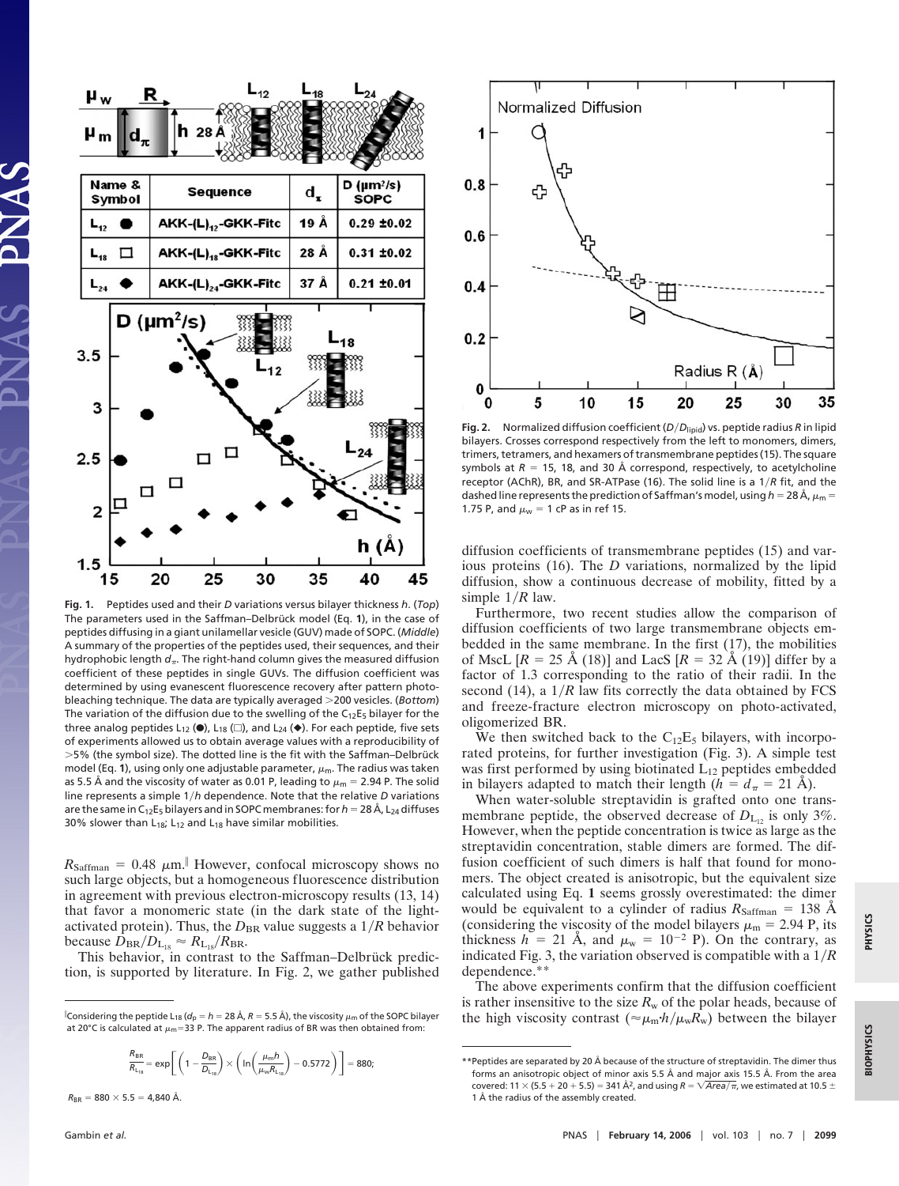| Name & Symbol | Sequence | $d_\pi$ | D (μm²/s) SOPC |
|---|---|---|---|
| $L_{12}$ ● | AKK-(L)$_{12}$-GKK-Fitc | 19 Å | 0.29 ±0.02 |
| $L_{18}$ □ | AKK-(L)$_{18}$-GKK-Fitc | 28 Å | 0.31 ±0.02 |
| $L_{24}$ ◆ | AKK-(L)$_{24}$-GKK-Fitc | 37 Å | 0.21 ±0.01 |

**Fig. 1.** Peptides used and their *D* variations versus bilayer thickness *h*. (*Top*) The parameters used in the Saffman–Delbrück model (Eq. **1**), in the case of peptides diffusing in a giant unilamellar vesicle (GUV) made of SOPC. (*Middle*) A summary of the properties of the peptides used, their sequences, and their hydrophobic length $d_\pi$. The right-hand column gives the measured diffusion coefficient of these peptides in single GUVs. The diffusion coefficient was determined by using evanescent fluorescence recovery after pattern photobleaching technique. The data are typically averaged >200 vesicles. (*Bottom*) The variation of the diffusion due to the swelling of the $C_{12}E_5$ bilayer for the three analog peptides $L_{12}$ (●), $L_{18}$ (□), and $L_{24}$ (◆). For each peptide, five sets of experiments allowed us to obtain average values with a reproducibility of >5% (the symbol size). The dotted line is the fit with the Saffman–Delbrück model (Eq. **1**), using only one adjustable parameter, $\mu_m$. The radius was taken as 5.5 Å and the viscosity of water as 0.01 P, leading to $\mu_m$ = 2.94 P. The solid line represents a simple 1/*h* dependence. Note that the relative *D* variations are the same in $C_{12}E_5$ bilayers and in SOPC membranes: for *h* = 28 Å, $L_{24}$ diffuses 30% slower than $L_{18}$; $L_{12}$ and $L_{18}$ have similar mobilities.

$R_{\text{Saffman}}$ = 0.48 μm.[‖] However, confocal microscopy shows no such large objects, but a homogeneous fluorescence distribution in agreement with previous electron-microscopy results (13, 14) that favor a monomeric state (in the dark state of the light-activated protein). Thus, the $D_{\text{BR}}$ value suggests a 1/*R* behavior because $D_{\text{BR}}/D_{L_{18}} \approx R_{L_{18}}/R_{\text{BR}}$.

This behavior, in contrast to the Saffman–Delbrück prediction, is supported by literature. In Fig. 2, we gather published diffusion coefficients of transmembrane peptides (15) and various proteins (16). The *D* variations, normalized by the lipid diffusion, show a continuous decrease of mobility, fitted by a simple 1/*R* law.

**Fig. 2.** Normalized diffusion coefficient ($D/D_{\text{lipid}}$) vs. peptide radius *R* in lipid bilayers. Crosses correspond respectively from the left to monomers, dimers, trimers, tetramers, and hexamers of transmembrane peptides (15). The square symbols at *R* = 15, 18, and 30 Å correspond, respectively, to acetylcholine receptor (AChR), BR, and SR-ATPase (16). The solid line is a 1/*R* fit, and the dashed line represents the prediction of Saffman's model, using *h* = 28 Å, $\mu_m$ = 1.75 P, and $\mu_w$ = 1 cP as in ref 15.

Furthermore, two recent studies allow the comparison of diffusion coefficients of two large transmembrane objects embedded in the same membrane. In the first (17), the mobilities of MscL [*R* = 25 Å (18)] and LacS [*R* = 32 Å (19)] differ by a factor of 1.3 corresponding to the ratio of their radii. In the second (14), a 1/*R* law fits correctly the data obtained by FCS and freeze-fracture electron microscopy on photo-activated, oligomerized BR.

We then switched back to the $C_{12}E_5$ bilayers, with incorporated proteins, for further investigation (Fig. 3). A simple test was first performed by using biotinated $L_{12}$ peptides embedded in bilayers adapted to match their length ($h = d_\pi$ = 21 Å).

When water-soluble streptavidin is grafted onto one transmembrane peptide, the observed decrease of $D_{L_{12}}$ is only 3%. However, when the peptide concentration is twice as large as the streptavidin concentration, stable dimers are formed. The diffusion coefficient of such dimers is half that found for monomers. The object created is anisotropic, but the equivalent size calculated using Eq. **1** seems grossly overestimated: the dimer would be equivalent to a cylinder of radius $R_{\text{Saffman}}$ = 138 Å (considering the viscosity of the model bilayers $\mu_m$ = 2.94 P, its thickness *h* = 21 Å, and $\mu_w = 10^{-2}$ P). On the contrary, as indicated Fig. 3, the variation observed is compatible with a 1/*R* dependence.**

The above experiments confirm that the diffusion coefficient is rather insensitive to the size $R_w$ of the polar heads, because of the high viscosity contrast ($\approx \mu_m h/\mu_w R_w$) between the bilayer

‖Considering the peptide $L_{18}$ ($d_p = h$ = 28 Å, *R* = 5.5 Å), the viscosity $\mu_m$ of the SOPC bilayer at 20°C is calculated at $\mu_m$ = 33 P. The apparent radius of BR was then obtained from:

$$\frac{R_{\text{BR}}}{R_{L_{18}}} = \exp\left[\left(1 - \frac{D_{\text{BR}}}{D_{L_{18}}}\right) \times \left(\ln\left(\frac{\mu_m h}{\mu_w R_{L_{18}}}\right) - 0.5772\right)\right] = 880;$$

$R_{\text{BR}}$ = 880 × 5.5 = 4,840 Å.

**Peptides are separated by 20 Å because of the structure of streptavidin. The dimer thus forms an anisotropic object of minor axis 5.5 Å and major axis 15.5 Å. From the area covered: 11 × (5.5 + 20 + 5.5) = 341 Å², and using $R = \sqrt{Area/\pi}$, we estimated at 10.5 ± 1 Å the radius of the assembly created.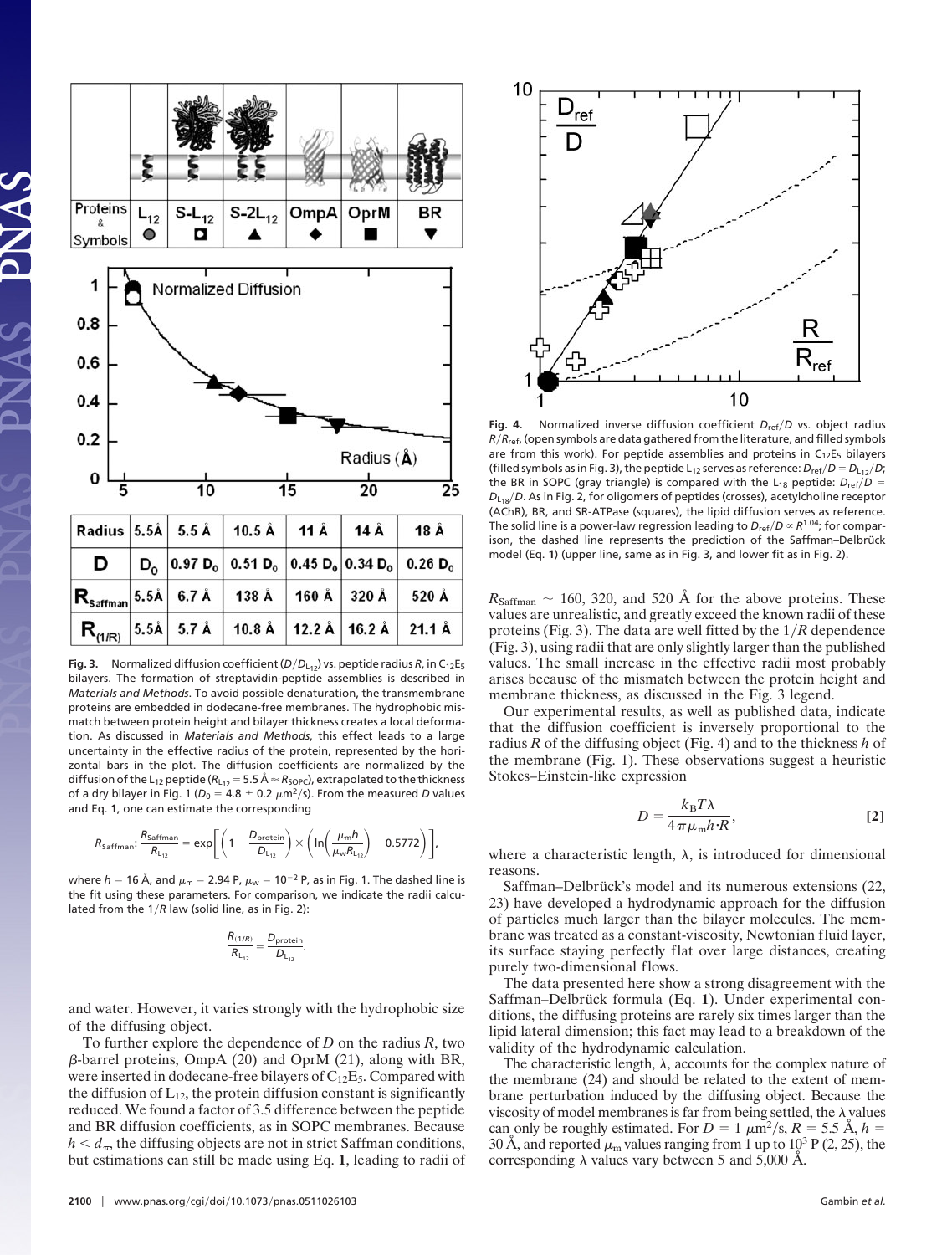| Radius | 5.5Å | 5.5 Å | 10.5 Å | 11 Å | 14 Å | 18 Å |
|---|---|---|---|---|---|---|
| D | $D_0$ | 0.97 $D_0$ | 0.51 $D_0$ | 0.45 $D_0$ | 0.34 $D_0$ | 0.26 $D_0$ |
| $R_{Saffman}$ | 5.5Å | 6.7 Å | 138 Å | 160 Å | 320 Å | 520 Å |
| $R_{(1/R)}$ | 5.5Å | 5.7 Å | 10.8 Å | 12.2 Å | 16.2 Å | 21.1 Å |

**Fig. 3.** Normalized diffusion coefficient ($D/D_{L_{12}}$) vs. peptide radius $R$, in $C_{12}E_5$ bilayers. The formation of streptavidin-peptide assemblies is described in *Materials and Methods*. To avoid possible denaturation, the transmembrane proteins are embedded in dodecane-free membranes. The hydrophobic mismatch between protein height and bilayer thickness creates a local deformation. As discussed in *Materials and Methods*, this effect leads to a large uncertainty in the effective radius of the protein, represented by the horizontal bars in the plot. The diffusion coefficients are normalized by the diffusion of the $L_{12}$ peptide ($R_{L_{12}} = 5.5$ Å $\approx R_{SOPC}$), extrapolated to the thickness of a dry bilayer in Fig. 1 ($D_0 = 4.8 \pm 0.2$ $\mu$m²/s). From the measured $D$ values and Eq. **1**, one can estimate the corresponding

$$R_{Saffman}: \frac{R_{Saffman}}{R_{L_{12}}} = \exp\left[\left(1 - \frac{D_{protein}}{D_{L_{12}}}\right) \times \left(\ln\left(\frac{\mu_m h}{\mu_w R_{L_{12}}}\right) - 0.5772\right)\right],$$

where $h = 16$ Å, and $\mu_m = 2.94$ P, $\mu_w = 10^{-2}$ P, as in Fig. 1. The dashed line is the fit using these parameters. For comparison, we indicate the radii calculated from the $1/R$ law (solid line, as in Fig. 2):

$$\frac{R_{(1/R)}}{R_{L_{12}}} = \frac{D_{protein}}{D_{L_{12}}}.$$

and water. However, it varies strongly with the hydrophobic size of the diffusing object.

To further explore the dependence of $D$ on the radius $R$, two $\beta$-barrel proteins, OmpA (20) and OprM (21), along with BR, were inserted in dodecane-free bilayers of $C_{12}E_5$. Compared with the diffusion of $L_{12}$, the protein diffusion constant is significantly reduced. We found a factor of 3.5 difference between the peptide and BR diffusion coefficients, as in SOPC membranes. Because $h < d_\pi$, the diffusing objects are not in strict Saffman conditions, but estimations can still be made using Eq. **1**, leading to radii of $R_{Saffman} \sim 160$, 320, and 520 Å for the above proteins. These values are unrealistic, and greatly exceed the known radii of these proteins (Fig. 3). The data are well fitted by the $1/R$ dependence (Fig. 3), using radii that are only slightly larger than the published values. The small increase in the effective radii most probably arises because of the mismatch between the protein height and membrane thickness, as discussed in the Fig. 3 legend.

Our experimental results, as well as published data, indicate that the diffusion coefficient is inversely proportional to the radius $R$ of the diffusing object (Fig. 4) and to the thickness $h$ of the membrane (Fig. 1). These observations suggest a heuristic Stokes–Einstein-like expression

$$D = \frac{k_B T \lambda}{4\pi\mu_m h \cdot R}, \qquad [2]$$

where a characteristic length, $\lambda$, is introduced for dimensional reasons.

Saffman–Delbrück's model and its numerous extensions (22, 23) have developed a hydrodynamic approach for the diffusion of particles much larger than the lipid molecules. The membrane was treated as a constant-viscosity, Newtonian fluid layer, its surface staying perfectly flat over large distances, creating purely two-dimensional flows.

The data presented here show a strong disagreement with the Saffman–Delbrück formula (Eq. **1**). Under experimental conditions, the diffusing proteins are rarely six times larger than the lipid lateral dimension; this fact may lead to a breakdown of the validity of the hydrodynamic calculation.

The characteristic length, $\lambda$, accounts for the complex nature of the membrane (24) and should be related to the extent of membrane perturbation induced by the diffusing object. Because the viscosity of model membranes is far from being settled, the $\lambda$ values can only be roughly estimated. For $D = 1$ $\mu$m²/s, $R = 5.5$ Å, $h = 30$ Å, and reported $\mu_m$ values ranging from 1 up to $10^3$ P (2, 25), the corresponding $\lambda$ values vary between 5 and 5,000 Å.

**Fig. 4.** Normalized inverse diffusion coefficient $D_{ref}/D$ vs. object radius $R/R_{ref}$, (open symbols are data gathered from the literature, and filled symbols are from this work). For peptide assemblies and proteins in $C_{12}E_5$ bilayers (filled symbols as in Fig. 3), the peptide $L_{12}$ serves as reference: $D_{ref}/D = D_{L_{12}}/D$; the BR in SOPC (gray triangle) is compared with the $L_{18}$ peptide: $D_{ref}/D = D_{L_{18}}/D$. As in Fig. 2, for oligomers of peptides (crosses), acetylcholine receptor (AChR), BR, and SR-ATPase (squares), the lipid diffusion serves as reference. The solid line is a power-law regression leading to $D_{ref}/D \propto R^{1.04}$; for comparison, the dashed line represents the prediction of the Saffman–Delbrück model (Eq. **1**) (upper line, same as in Fig. 3, and lower fit as in Fig. 2).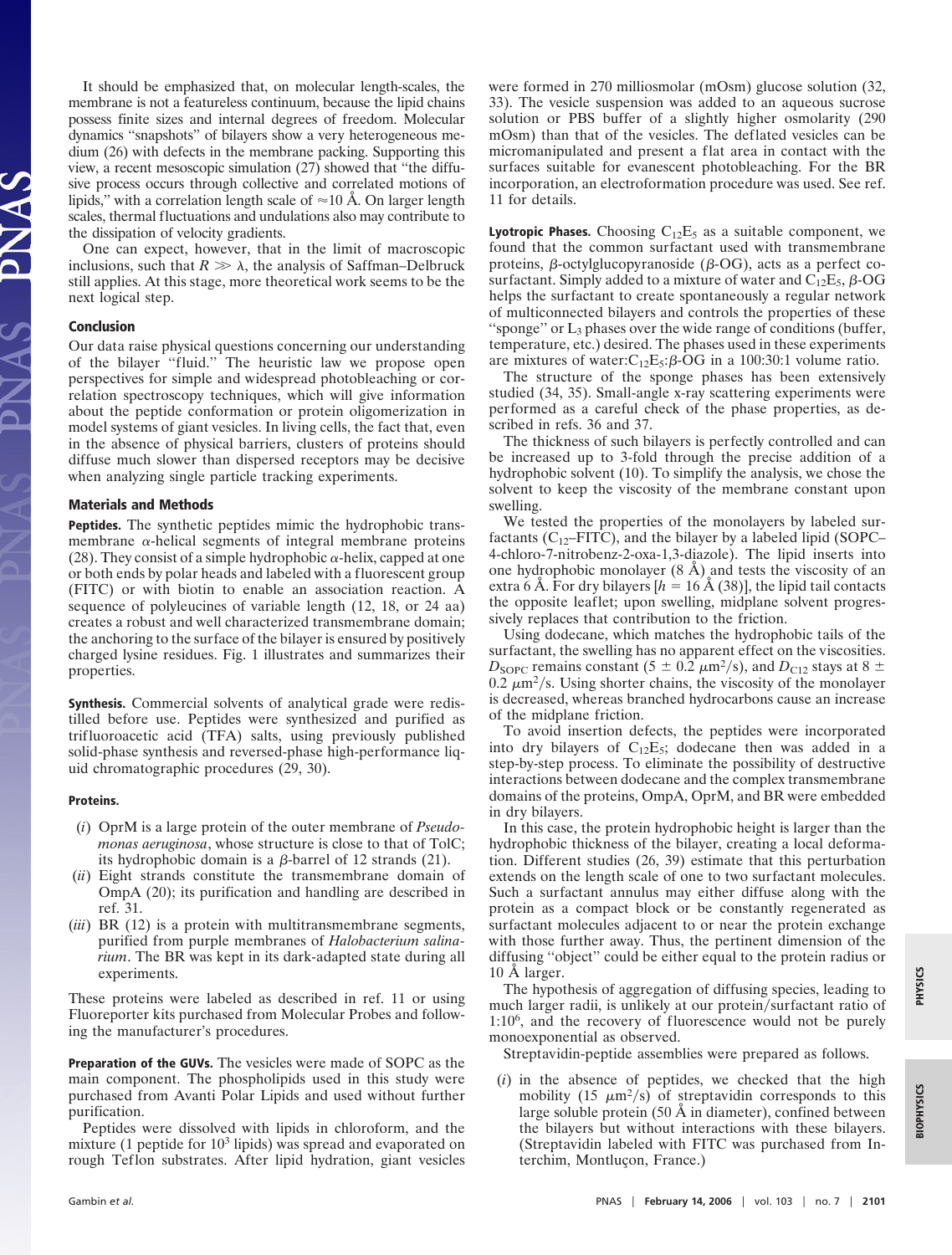It should be emphasized that, on molecular length-scales, the membrane is not a featureless continuum, because the lipid chains possess finite sizes and internal degrees of freedom. Molecular dynamics "snapshots" of bilayers show a very heterogeneous medium (26) with defects in the membrane packing. Supporting this view, a recent mesoscopic simulation (27) showed that "the diffusive process occurs through collective and correlated motions of lipids," with a correlation length scale of ≈10 Å. On larger length scales, thermal fluctuations and undulations also may contribute to the dissipation of velocity gradients.

One can expect, however, that in the limit of macroscopic inclusions, such that $R \gg \lambda$, the analysis of Saffman–Delbruck still applies. At this stage, more theoretical work seems to be the next logical step.

## Conclusion

Our data raise physical questions concerning our understanding of the bilayer "fluid." The heuristic law we propose open perspectives for simple and widespread photobleaching or correlation spectroscopy techniques, which will give information about the peptide conformation or protein oligomerization in model systems of giant vesicles. In living cells, the fact that, even in the absence of physical barriers, clusters of proteins should diffuse much slower than dispersed receptors may be decisive when analyzing single particle tracking experiments.

## Materials and Methods

**Peptides.** The synthetic peptides mimic the hydrophobic transmembrane $\alpha$-helical segments of integral membrane proteins (28). They consist of a simple hydrophobic $\alpha$-helix, capped at one or both ends by polar heads and labeled with a fluorescent group (FITC) or with biotin to enable an association reaction. A sequence of polyleucines of variable length (12, 18, or 24 aa) creates a robust and well characterized transmembrane domain; the anchoring to the surface of the bilayer is ensured by positively charged lysine residues. Fig. 1 illustrates and summarizes their properties.

**Synthesis.** Commercial solvents of analytical grade were redistilled before use. Peptides were synthesized and purified as trifluoroacetic acid (TFA) salts, using previously published solid-phase synthesis and reversed-phase high-performance liquid chromatographic procedures (29, 30).

**Proteins.**

(*i*) OprM is a large protein of the outer membrane of *Pseudomonas aeruginosa*, whose structure is close to that of TolC; its hydrophobic domain is a $\beta$-barrel of 12 strands (21).

(*ii*) Eight strands constitute the transmembrane domain of OmpA (20); its purification and handling are described in ref. 31.

(*iii*) BR (12) is a protein with multitransmembrane segments, purified from purple membranes of *Halobacterium salinarium*. The BR was kept in its dark-adapted state during all experiments.

These proteins were labeled as described in ref. 11 or using Fluoreporter kits purchased from Molecular Probes and following the manufacturer's procedures.

**Preparation of the GUVs.** The vesicles were made of SOPC as the main component. The phospholipids used in this study were purchased from Avanti Polar Lipids and used without further purification.

Peptides were dissolved with lipids in chloroform, and the mixture (1 peptide for $10^3$ lipids) was spread and evaporated on rough Teflon substrates. After lipid hydration, giant vesicles were formed in 270 milliosmolar (mOsm) glucose solution (32, 33). The vesicle suspension was added to an aqueous sucrose solution or PBS buffer of a slightly higher osmolarity (290 mOsm) than that of the vesicles. The deflated vesicles can be micromanipulated and present a flat area in contact with the surfaces suitable for evanescent photobleaching. For the BR incorporation, an electroformation procedure was used. See ref. 11 for details.

**Lyotropic Phases.** Choosing $C_{12}E_5$ as a suitable component, we found that the common surfactant used with transmembrane proteins, $\beta$-octylglucopyranoside ($\beta$-OG), acts as a perfect cosurfactant. Simply added to a mixture of water and $C_{12}E_5$, $\beta$-OG helps the surfactant to create spontaneously a regular network of multiconnected bilayers and controls the properties of these "sponge" or $L_3$ phases over the wide range of conditions (buffer, temperature, etc.) desired. The phases used in these experiments are mixtures of water:$C_{12}E_5$:$\beta$-OG in a 100:30:1 volume ratio.

The structure of the sponge phases has been extensively studied (34, 35). Small-angle x-ray scattering experiments were performed as a careful check of the phase properties, as described in refs. 36 and 37.

The thickness of such bilayers is perfectly controlled and can be increased up to 3-fold through the precise addition of a hydrophobic solvent (10). To simplify the analysis, we chose the solvent to keep the viscosity of the membrane constant upon swelling.

We tested the properties of the monolayers by labeled surfactants ($C_{12}$–FITC), and the bilayer by a labeled lipid (SOPC–4-chloro-7-nitrobenz-2-oxa-1,3-diazole). The lipid inserts into one hydrophobic monolayer (8 Å) and tests the viscosity of an extra 6 Å. For dry bilayers [$h$ = 16 Å (38)], the lipid tail contacts the opposite leaflet; upon swelling, midplane solvent progressively replaces that contribution to the friction.

Using dodecane, which matches the hydrophobic tails of the surfactant, the swelling has no apparent effect on the viscosities. $D_{SOPC}$ remains constant (5 ± 0.2 $\mu$m$^2$/s), and $D_{C12}$ stays at 8 ± 0.2 $\mu$m$^2$/s. Using shorter chains, the viscosity of the monolayer is decreased, whereas branched hydrocarbons cause an increase of the midplane friction.

To avoid insertion defects, the peptides were incorporated into dry bilayers of $C_{12}E_5$; dodecane then was added in a step-by-step process. To eliminate the possibility of destructive interactions between dodecane and the complex transmembrane domains of the proteins, OmpA, OprM, and BR were embedded in dry bilayers.

In this case, the protein hydrophobic height is larger than the hydrophobic thickness of the bilayer, creating a local deformation. Different studies (26, 39) estimate that this perturbation extends on the length scale of one to two surfactant molecules. Such a surfactant annulus may either diffuse along with the protein as a compact block or be constantly regenerated as surfactant molecules adjacent to or near the protein exchange with those further away. Thus, the pertinent dimension of the diffusing "object" could be either equal to the protein radius or 10 Å larger.

The hypothesis of aggregation of diffusing species, leading to much larger radii, is unlikely at our protein/surfactant ratio of 1:$10^6$, and the recovery of fluorescence would not be purely monoexponential as observed.

Streptavidin-peptide assemblies were prepared as follows.

(*i*) in the absence of peptides, we checked that the high mobility (15 $\mu$m$^2$/s) of streptavidin corresponds to this large soluble protein (50 Å in diameter), confined between the bilayers but without interactions with these bilayers. (Streptavidin labeled with FITC was purchased from Interchim, Montluçon, France.)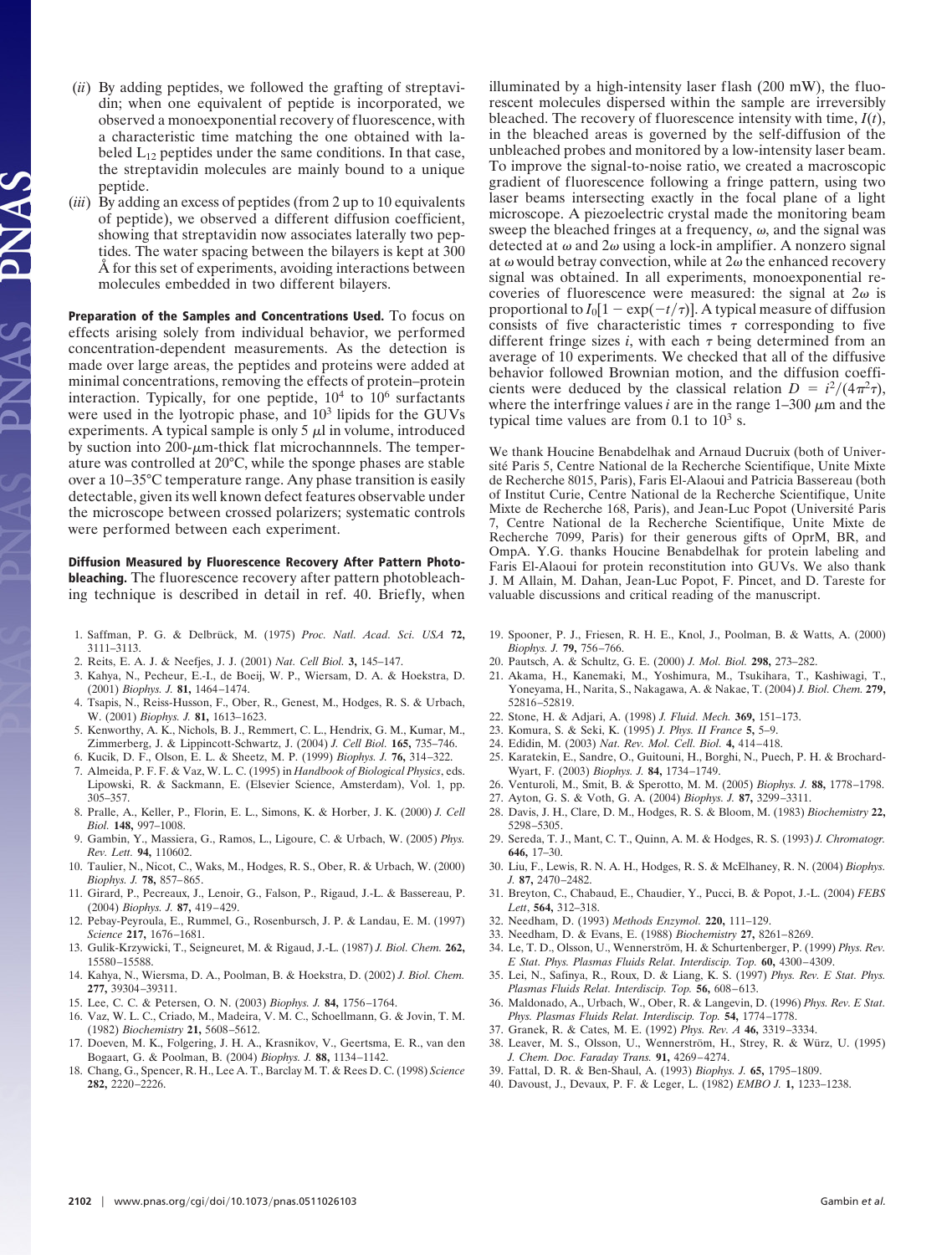(*ii*) By adding peptides, we followed the grafting of streptavidin; when one equivalent of peptide is incorporated, we observed a monoexponential recovery of fluorescence, with a characteristic time matching the one obtained with labeled $L_{12}$ peptides under the same conditions. In that case, the streptavidin molecules are mainly bound to a unique peptide.

(*iii*) By adding an excess of peptides (from 2 up to 10 equivalents of peptide), we observed a different diffusion coefficient, showing that streptavidin now associates laterally two peptides. The water spacing between the bilayers is kept at 300 Å for this set of experiments, avoiding interactions between molecules embedded in two different bilayers.

**Preparation of the Samples and Concentrations Used.** To focus on effects arising solely from individual behavior, we performed concentration-dependent measurements. As the detection is made over large areas, the peptides and proteins were added at minimal concentrations, removing the effects of protein–protein interaction. Typically, for one peptide, $10^4$ to $10^6$ surfactants were used in the lyotropic phase, and $10^3$ lipids for the GUVs experiments. A typical sample is only 5 μl in volume, introduced by suction into 200-μm-thick flat microchannels. The temperature was controlled at 20°C, while the sponge phases are stable over a 10–35°C temperature range. Any phase transition is easily detectable, given its well known defect features observable under the microscope between crossed polarizers; systematic controls were performed between each experiment.

**Diffusion Measured by Fluorescence Recovery After Pattern Photobleaching.** The fluorescence recovery after pattern photobleaching technique is described in detail in ref. 40. Briefly, when illuminated by a high-intensity laser flash (200 mW), the fluorescent molecules dispersed within the sample are irreversibly bleached. The recovery of fluorescence intensity with time, $I(t)$, in the bleached areas is governed by the self-diffusion of the unbleached probes and monitored by a low-intensity laser beam. To improve the signal-to-noise ratio, we created a macroscopic gradient of fluorescence following a fringe pattern, using two laser beams intersecting exactly in the focal plane of a light microscope. A piezoelectric crystal made the monitoring beam sweep the bleached fringes at a frequency, $\omega$, and the signal was detected at $\omega$ and $2\omega$ using a lock-in amplifier. A nonzero signal at $\omega$ would betray convection, while at $2\omega$ the enhanced recovery signal was obtained. In all experiments, monoexponential recoveries of fluorescence were measured: the signal at $2\omega$ is proportional to $I_0[1 - \exp(-t/\tau)]$. A typical measure of diffusion consists of five characteristic times $\tau$ corresponding to five different fringe sizes $i$, with each $\tau$ being determined from an average of 10 experiments. We checked that all of the diffusive behavior followed Brownian motion, and the diffusion coefficients were deduced by the classical relation $D = i^2/(4\pi^2\tau)$, where the interfringe values $i$ are in the range 1–300 μm and the typical time values are from 0.1 to $10^3$ s.

We thank Houcine Benabdelhak and Arnaud Ducruix (both of Université Paris 5, Centre National de la Recherche Scientifique, Unite Mixte de Recherche 8015, Paris), Faris El-Alaoui and Patricia Bassereau (both of Institut Curie, Centre National de la Recherche Scientifique, Unite Mixte de Recherche 168, Paris), and Jean-Luc Popot (Université Paris 7, Centre National de la Recherche Scientifique, Unite Mixte de Recherche 7099, Paris) for their generous gifts of OprM, BR, and OmpA. Y.G. thanks Houcine Benabdelhak for protein labeling and Faris El-Alaoui for protein reconstitution into GUVs. We also thank J. M Allain, M. Dahan, Jean-Luc Popot, F. Pincet, and D. Tareste for valuable discussions and critical reading of the manuscript.

1. Saffman, P. G. & Delbrück, M. (1975) *Proc. Natl. Acad. Sci. USA* **72,** 3111–3113.
2. Reits, E. A. J. & Neefjes, J. J. (2001) *Nat. Cell Biol.* **3,** 145–147.
3. Kahya, N., Pecheur, E.-I., de Boeij, W. P., Wiersam, D. A. & Hoekstra, D. (2001) *Biophys. J.* **81,** 1464–1474.
4. Tsapis, N., Reiss-Husson, F., Ober, R., Genest, M., Hodges, R. S. & Urbach, W. (2001) *Biophys. J.* **81,** 1613–1623.
5. Kenworthy, A. K., Nichols, B. J., Remmert, C. L., Hendrix, G. M., Kumar, M., Zimmerberg, J. & Lippincott-Schwartz, J. (2004) *J. Cell Biol.* **165,** 735–746.
6. Kucik, D. F., Olson, E. L. & Sheetz, M. P. (1999) *Biophys. J.* **76,** 314–322.
7. Almeida, P. F. F. & Vaz, W. L. C. (1995) in *Handbook of Biological Physics*, eds. Lipowski, R. & Sackmann, E. (Elsevier Science, Amsterdam), Vol. 1, pp. 305–357.
8. Pralle, A., Keller, P., Florin, E. L., Simons, K. & Horber, J. K. (2000) *J. Cell Biol.* **148,** 997–1008.
9. Gambin, Y., Massiera, G., Ramos, L., Ligoure, C. & Urbach, W. (2005) *Phys. Rev. Lett.* **94,** 110602.
10. Taulier, N., Nicot, C., Waks, M., Hodges, R. S., Ober, R. & Urbach, W. (2000) *Biophys. J.* **78,** 857–865.
11. Girard, P., Pecreaux, J., Lenoir, G., Falson, P., Rigaud, J.-L. & Bassereau, P. (2004) *Biophys. J.* **87,** 419–429.
12. Pebay-Peyroula, E., Rummel, G., Rosenbursch, J. P. & Landau, E. M. (1997) *Science* **217,** 1676–1681.
13. Gulik-Krzywicki, T., Seigneuret, M. & Rigaud, J.-L. (1987) *J. Biol. Chem.* **262,** 15580–15588.
14. Kahya, N., Wiersma, D. A., Poolman, B. & Hoekstra, D. (2002) *J. Biol. Chem.* **277,** 39304–39311.
15. Lee, C. C. & Petersen, O. N. (2003) *Biophys. J.* **84,** 1756–1764.
16. Vaz, W. L. C., Criado, M., Madeira, V. M. C., Schoellmann, G. & Jovin, T. M. (1982) *Biochemistry* **21,** 5608–5612.
17. Doeven, M. K., Folgering, J. H. A., Krasnikov, V., Geertsma, E. R., van den Bogaart, G. & Poolman, B. (2004) *Biophys. J.* **88,** 1134–1142.
18. Chang, G., Spencer, R. H., Lee A. T., Barclay M. T. & Rees D. C. (1998) *Science* **282,** 2220–2226.
19. Spooner, P. J., Friesen, R. H. E., Knol, J., Poolman, B. & Watts, A. (2000) *Biophys. J.* **79,** 756–766.
20. Pautsch, A. & Schultz, G. E. (2000) *J. Mol. Biol.* **298,** 273–282.
21. Akama, H., Kanemaki, M., Yoshimura, M., Tsukihara, T., Kashiwagi, T., Yoneyama, H., Narita, S., Nakagawa, A. & Nakae, T. (2004) *J. Biol. Chem.* **279,** 52816–52819.
22. Stone, H. & Adjari, A. (1998) *J. Fluid. Mech.* **369,** 151–173.
23. Komura, S. & Seki, K. (1995) *J. Phys. II France* **5,** 5–9.
24. Edidin, M. (2003) *Nat. Rev. Mol. Cell. Biol.* **4,** 414–418.
25. Karatekin, E., Sandre, O., Guitouni, H., Borghi, N., Puech, P. H. & Brochard-Wyart, F. (2003) *Biophys. J.* **84,** 1734–1749.
26. Venturoli, M., Smit, B. & Sperotto, M. M. (2005) *Biophys. J.* **88,** 1778–1798.
27. Ayton, G. S. & Voth, G. A. (2004) *Biophys. J.* **87,** 3299–3311.
28. Davis, J. H., Clare, D. M., Hodges, R. S. & Bloom, M. (1983) *Biochemistry* **22,** 5298–5305.
29. Sereda, T. J., Mant, C. T., Quinn, A. M. & Hodges, R. S. (1993) *J. Chromatogr.* **646,** 17–30.
30. Liu, F., Lewis, R. N. A. H., Hodges, R. S. & McElhaney, R. N. (2004) *Biophys. J.* **87,** 2470–2482.
31. Breyton, C., Chabaud, E., Chaudier, Y., Pucci, B. & Popot, J.-L. (2004) *FEBS Lett*, **564,** 312–318.
32. Needham, D. (1993) *Methods Enzymol.* **220,** 111–129.
33. Needham, D. & Evans, E. (1988) *Biochemistry* **27,** 8261–8269.
34. Le, T. D., Olsson, U., Wennerström, H. & Schurtenberger, P. (1999) *Phys. Rev. E Stat. Phys. Plasmas Fluids Relat. Interdiscip. Top.* **60,** 4300–4309.
35. Lei, N., Safinya, R. & Roux, D. & Liang, K. S. (1997) *Phys. Rev. E Stat. Phys. Plasmas Fluids Relat. Interdiscip. Top.* **56,** 608–613.
36. Maldonado, A., Urbach, W., Ober, R. & Langevin, D. (1996) *Phys. Rev. E Stat. Phys. Plasmas Fluids Relat. Interdiscip. Top.* **54,** 1774–1778.
37. Granek, R. & Cates, M. E. (1992) *Phys. Rev. A* **46,** 3319–3334.
38. Leaver, M. S., Olsson, U., Wennerström, H., Strey, R. & Würz, U. (1995) *J. Chem. Doc. Faraday Trans.* **91,** 4269–4274.
39. Fattal, D. R. & Ben-Shaul, A. (1993) *Biophys. J.* **65,** 1795–1809.
40. Davoust, J., Devaux, P. F. & Leger, L. (1982) *EMBO J.* **1,** 1233–1238.